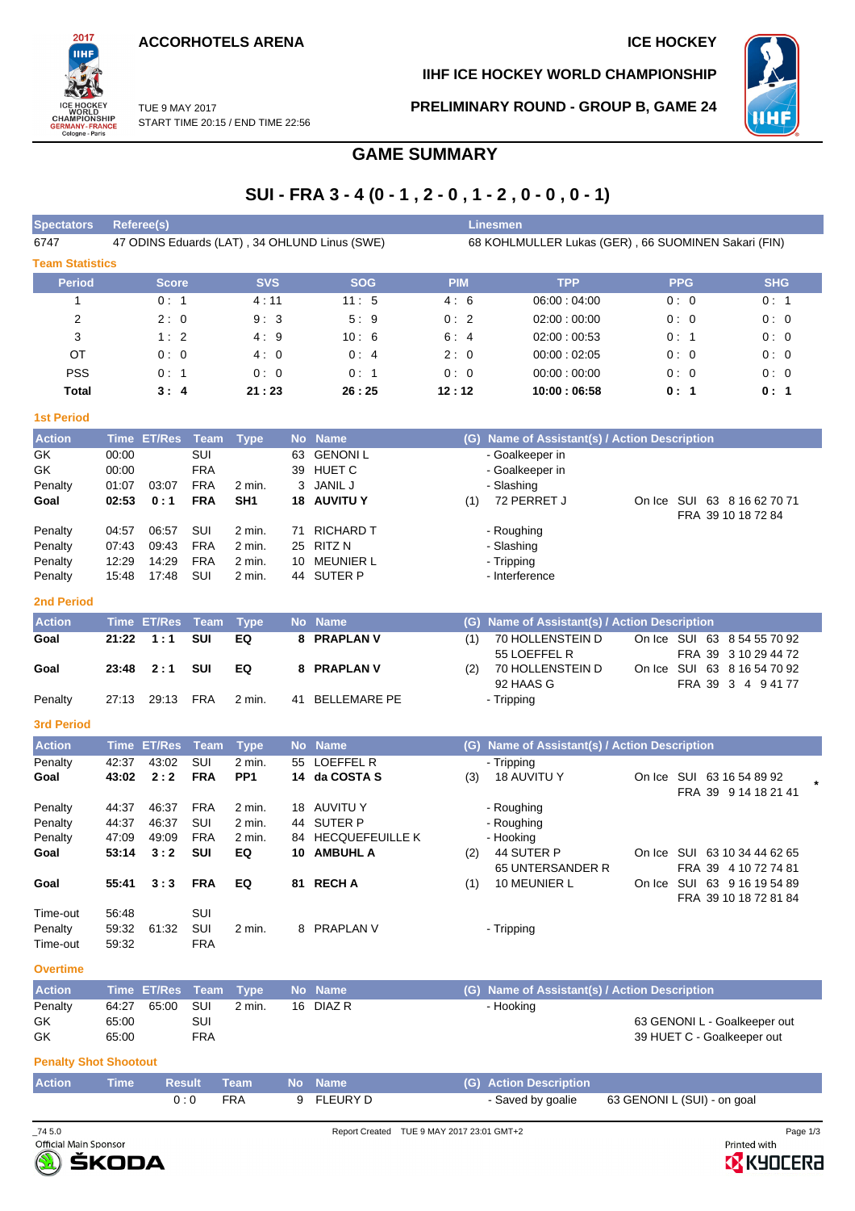ACCORHOTELS ARENA

ICE HOCKEY

IIHF ICE HOCKEY WORLD CHAMPIONSHIP

TUE 9 MAY 2017
START TIME 20:15 / END TIME 22:56

PRELIMINARY ROUND - GROUP B, GAME 24

# GAME SUMMARY

## SUI - FRA 3 - 4 (0 - 1 , 2 - 0 , 1 - 2 , 0 - 0 , 0 - 1)

| Spectators | Referee(s) | Linesmen |
|---|---|---|
| 6747 | 47 ODINS Eduards (LAT) , 34 OHLUND Linus (SWE) | 68 KOHLMULLER Lukas (GER) , 66 SUOMINEN Sakari (FIN) |

### Team Statistics

| Period | Score | SVS | SOG | PIM | TPP | PPG | SHG |
|---|---|---|---|---|---|---|---|
| 1 | 0 : 1 | 4 : 11 | 11 : 5 | 4 : 6 | 06:00 : 04:00 | 0 : 0 | 0 : 1 |
| 2 | 2 : 0 | 9 : 3 | 5 : 9 | 0 : 2 | 02:00 : 00:00 | 0 : 0 | 0 : 0 |
| 3 | 1 : 2 | 4 : 9 | 10 : 6 | 6 : 4 | 02:00 : 00:53 | 0 : 1 | 0 : 0 |
| OT | 0 : 0 | 4 : 0 | 0 : 4 | 2 : 0 | 00:00 : 02:05 | 0 : 0 | 0 : 0 |
| PSS | 0 : 1 | 0 : 0 | 0 : 1 | 0 : 0 | 00:00 : 00:00 | 0 : 0 | 0 : 0 |
| **Total** | **3 : 4** | **21 : 23** | **26 : 25** | **12 : 12** | **10:00 : 06:58** | **0 : 1** | **0 : 1** |

### 1st Period

| Action | Time | ET/Res | Team | Type | No | Name | (G) | Name of Assistant(s) / Action Description | |
|---|---|---|---|---|---|---|---|---|---|
| GK | 00:00 | | SUI | | 63 | GENONI L | | - Goalkeeper in | |
| GK | 00:00 | | FRA | | 39 | HUET C | | - Goalkeeper in | |
| Penalty | 01:07 | 03:07 | FRA | 2 min. | 3 | JANIL J | | - Slashing | |
| **Goal** | **02:53** | **0 : 1** | **FRA** | **SH1** | **18** | **AUVITU Y** | (1) | 72 PERRET J | On Ice SUI 63 8 16 62 70 71<br>FRA 39 10 18 72 84 |
| Penalty | 04:57 | 06:57 | SUI | 2 min. | 71 | RICHARD T | | - Roughing | |
| Penalty | 07:43 | 09:43 | FRA | 2 min. | 25 | RITZ N | | - Slashing | |
| Penalty | 12:29 | 14:29 | FRA | 2 min. | 10 | MEUNIER L | | - Tripping | |
| Penalty | 15:48 | 17:48 | SUI | 2 min. | 44 | SUTER P | | - Interference | |

### 2nd Period

| Action | Time | ET/Res | Team | Type | No | Name | (G) | Name of Assistant(s) / Action Description | |
|---|---|---|---|---|---|---|---|---|---|
| **Goal** | **21:22** | **1 : 1** | **SUI** | **EQ** | **8** | **PRAPLAN V** | (1) | 70 HOLLENSTEIN D<br>55 LOEFFEL R | On Ice SUI 63 8 54 55 70 92<br>FRA 39 3 10 29 44 72 |
| **Goal** | **23:48** | **2 : 1** | **SUI** | **EQ** | **8** | **PRAPLAN V** | (2) | 70 HOLLENSTEIN D<br>92 HAAS G | On Ice SUI 63 8 16 54 70 92<br>FRA 39 3 4 9 41 77 |
| Penalty | 27:13 | 29:13 | FRA | 2 min. | 41 | BELLEMARE PE | | - Tripping | |

### 3rd Period

| Action | Time | ET/Res | Team | Type | No | Name | (G) | Name of Assistant(s) / Action Description | |
|---|---|---|---|---|---|---|---|---|---|
| Penalty | 42:37 | 43:02 | SUI | 2 min. | 55 | LOEFFEL R | | - Tripping | |
| **Goal** | **43:02** | **2 : 2** | **FRA** | **PP1** | **14** | **da COSTA S** | (3) | 18 AUVITU Y | On Ice SUI 63 16 54 89 92<br>FRA 39 9 14 18 21 41 * |
| Penalty | 44:37 | 46:37 | FRA | 2 min. | 18 | AUVITU Y | | - Roughing | |
| Penalty | 44:37 | 46:37 | SUI | 2 min. | 44 | SUTER P | | - Roughing | |
| Penalty | 47:09 | 49:09 | FRA | 2 min. | 84 | HECQUEFEUILLE K | | - Hooking | |
| **Goal** | **53:14** | **3 : 2** | **SUI** | **EQ** | **10** | **AMBUHL A** | (2) | 44 SUTER P<br>65 UNTERSANDER R | On Ice SUI 63 10 34 44 62 65<br>FRA 39 4 10 72 74 81 |
| **Goal** | **55:41** | **3 : 3** | **FRA** | **EQ** | **81** | **RECH A** | (1) | 10 MEUNIER L | On Ice SUI 63 9 16 19 54 89<br>FRA 39 10 18 72 81 84 |
| Time-out | 56:48 | | SUI | | | | | | |
| Penalty | 59:32 | 61:32 | SUI | 2 min. | 8 | PRAPLAN V | | - Tripping | |
| Time-out | 59:32 | | FRA | | | | | | |

### Overtime

| Action | Time | ET/Res | Team | Type | No | Name | (G) | Name of Assistant(s) / Action Description | |
|---|---|---|---|---|---|---|---|---|---|
| Penalty | 64:27 | 65:00 | SUI | 2 min. | 16 | DIAZ R | | - Hooking | |
| GK | 65:00 | | SUI | | | | | | 63 GENONI L - Goalkeeper out |
| GK | 65:00 | | FRA | | | | | | 39 HUET C - Goalkeeper out |

### Penalty Shot Shootout

| Action | Time | Result | Team | No | Name | (G) | Action Description | |
|---|---|---|---|---|---|---|---|---|
| | | 0 : 0 | FRA | 9 | FLEURY D | | - Saved by goalie | 63 GENONI L (SUI) - on goal |

_74 5.0 Report Created TUE 9 MAY 2017 23:01 GMT+2

Official Main Sponsor ŠKODA Printed with KYOCERA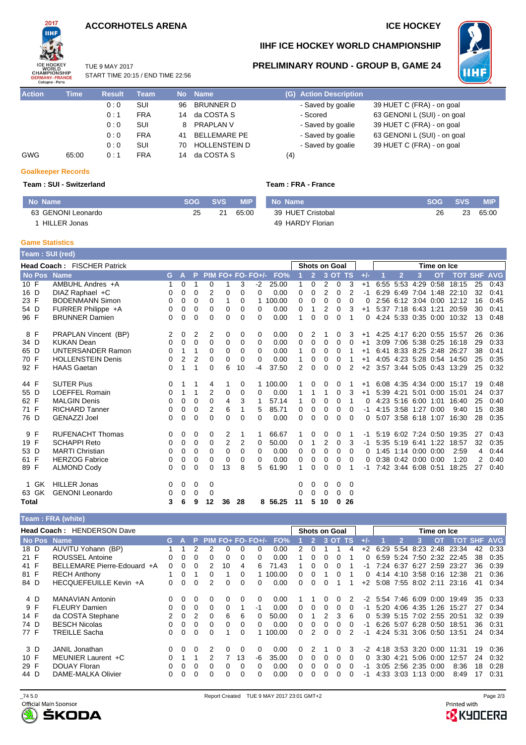# ACCORHOTELS ARENA

ICE HOCKEY

## IIHF ICE HOCKEY WORLD CHAMPIONSHIP

### PRELIMINARY ROUND - GROUP B, GAME 24

TUE 9 MAY 2017
START TIME 20:15 / END TIME 22:56

| Action | Time | Result | Team | No | Name | (G) | Action Description | |
|---|---|---|---|---|---|---|---|---|
| | | 0 : 0 | SUI | 96 | BRUNNER D | | - Saved by goalie | 39 HUET C (FRA) - on goal |
| | | 0 : 1 | FRA | 14 | da COSTA S | | - Scored | 63 GENONI L (SUI) - on goal |
| | | 0 : 0 | SUI | 8 | PRAPLAN V | | - Saved by goalie | 39 HUET C (FRA) - on goal |
| | | 0 : 0 | FRA | 41 | BELLEMARE PE | | - Saved by goalie | 63 GENONI L (SUI) - on goal |
| | | 0 : 0 | SUI | 70 | HOLLENSTEIN D | | - Saved by goalie | 39 HUET C (FRA) - on goal |
| GWG | 65:00 | 0 : 1 | FRA | 14 | da COSTA S | (4) | | |

### Goalkeeper Records

**Team : SUI - Switzerland**

| No | Name | SOG | SVS | MIP |
|---|---|---|---|---|
| 63 | GENONI Leonardo | 25 | 21 | 65:00 |
| 1 | HILLER Jonas | | | |

**Team : FRA - France**

| No | Name | SOG | SVS | MIP |
|---|---|---|---|---|
| 39 | HUET Cristobal | 26 | 23 | 65:00 |
| 49 | HARDY Florian | | | |

### Game Statistics

**Team : SUI (red)**

**Head Coach : FISCHER Patrick**

| No | Pos | Name | G | A | P | PIM | FO+ | FO- | FO+/- | FO% | SOG 1 | SOG 2 | SOG 3 | SOG OT | SOG TS | +/- | TOI 1 | TOI 2 | TOI 3 | TOI OT | TOI TOT | SHF | AVG |
|---|---|---|---|---|---|---|---|---|---|---|---|---|---|---|---|---|---|---|---|---|---|---|---|
| 10 | F | AMBUHL Andres +A | 1 | 0 | 1 | 0 | 1 | 3 | -2 | 25.00 | 1 | 0 | 2 | 0 | 3 | +1 | 6:55 | 5:53 | 4:29 | 0:58 | 18:15 | 25 | 0:43 |
| 16 | D | DIAZ Raphael +C | 0 | 0 | 0 | 2 | 0 | 0 | 0 | 0.00 | 0 | 0 | 2 | 0 | 2 | -1 | 6:29 | 6:49 | 7:04 | 1:48 | 22:10 | 32 | 0:41 |
| 23 | F | BODENMANN Simon | 0 | 0 | 0 | 0 | 1 | 0 | 1 | 100.00 | 0 | 0 | 0 | 0 | 0 | 0 | 2:56 | 6:12 | 3:04 | 0:00 | 12:12 | 16 | 0:45 |
| 54 | D | FURRER Philippe +A | 0 | 0 | 0 | 0 | 0 | 0 | 0 | 0.00 | 0 | 1 | 2 | 0 | 3 | +1 | 5:37 | 7:18 | 6:43 | 1:21 | 20:59 | 30 | 0:41 |
| 96 | F | BRUNNER Damien | 0 | 0 | 0 | 0 | 0 | 0 | 0 | 0.00 | 1 | 0 | 0 | 0 | 1 | 0 | 4:24 | 5:33 | 0:35 | 0:00 | 10:32 | 13 | 0:48 |
| 8 | F | PRAPLAN Vincent (BP) | 2 | 0 | 2 | 2 | 0 | 0 | 0 | 0.00 | 0 | 2 | 1 | 0 | 3 | +1 | 4:25 | 4:17 | 6:20 | 0:55 | 15:57 | 26 | 0:36 |
| 34 | D | KUKAN Dean | 0 | 0 | 0 | 0 | 0 | 0 | 0 | 0.00 | 0 | 0 | 0 | 0 | 0 | +1 | 3:09 | 7:06 | 5:38 | 0:25 | 16:18 | 29 | 0:33 |
| 65 | D | UNTERSANDER Ramon | 0 | 1 | 1 | 0 | 0 | 0 | 0 | 0.00 | 1 | 0 | 0 | 0 | 1 | +1 | 6:41 | 8:33 | 8:25 | 2:48 | 26:27 | 38 | 0:41 |
| 70 | F | HOLLENSTEIN Denis | 0 | 2 | 2 | 0 | 0 | 0 | 0 | 0.00 | 1 | 0 | 0 | 0 | 1 | +1 | 4:05 | 4:23 | 5:28 | 0:54 | 14:50 | 25 | 0:35 |
| 92 | F | HAAS Gaetan | 0 | 1 | 1 | 0 | 6 | 10 | -4 | 37.50 | 2 | 0 | 0 | 0 | 2 | +2 | 3:57 | 3:44 | 5:05 | 0:43 | 13:29 | 25 | 0:32 |
| 44 | F | SUTER Pius | 0 | 1 | 1 | 4 | 1 | 0 | 1 | 100.00 | 1 | 0 | 0 | 0 | 1 | +1 | 6:08 | 4:35 | 4:34 | 0:00 | 15:17 | 19 | 0:48 |
| 55 | D | LOEFFEL Romain | 0 | 1 | 1 | 2 | 0 | 0 | 0 | 0.00 | 1 | 1 | 1 | 0 | 3 | +1 | 5:39 | 4:21 | 5:01 | 0:00 | 15:01 | 24 | 0:37 |
| 62 | F | MALGIN Denis | 0 | 0 | 0 | 0 | 4 | 3 | 1 | 57.14 | 1 | 0 | 0 | 0 | 1 | 0 | 4:23 | 5:16 | 6:00 | 1:01 | 16:40 | 25 | 0:40 |
| 71 | F | RICHARD Tanner | 0 | 0 | 0 | 2 | 6 | 1 | 5 | 85.71 | 0 | 0 | 0 | 0 | 0 | -1 | 4:15 | 3:58 | 1:27 | 0:00 | 9:40 | 15 | 0:38 |
| 76 | D | GENAZZI Joel | 0 | 0 | 0 | 0 | 0 | 0 | 0 | 0.00 | 0 | 0 | 0 | 0 | 0 | 0 | 5:07 | 3:58 | 6:18 | 1:07 | 16:30 | 28 | 0:35 |
| 9 | F | RUFENACHT Thomas | 0 | 0 | 0 | 0 | 2 | 1 | 1 | 66.67 | 1 | 0 | 0 | 0 | 1 | -1 | 5:19 | 6:02 | 7:24 | 0:50 | 19:35 | 27 | 0:43 |
| 19 | F | SCHAPPI Reto | 0 | 0 | 0 | 0 | 2 | 2 | 0 | 50.00 | 0 | 1 | 2 | 0 | 3 | -1 | 5:35 | 5:19 | 6:41 | 1:22 | 18:57 | 32 | 0:35 |
| 53 | D | MARTI Christian | 0 | 0 | 0 | 0 | 0 | 0 | 0 | 0.00 | 0 | 0 | 0 | 0 | 0 | 0 | 1:45 | 1:14 | 0:00 | 0:00 | 2:59 | 4 | 0:44 |
| 61 | F | HERZOG Fabrice | 0 | 0 | 0 | 0 | 0 | 0 | 0 | 0.00 | 0 | 0 | 0 | 0 | 0 | 0 | 0:38 | 0:42 | 0:00 | 0:00 | 1:20 | 2 | 0:40 |
| 89 | F | ALMOND Cody | 0 | 0 | 0 | 0 | 13 | 8 | 5 | 61.90 | 1 | 0 | 0 | 0 | 1 | -1 | 7:42 | 3:44 | 6:08 | 0:51 | 18:25 | 27 | 0:40 |
| 1 | GK | HILLER Jonas | 0 | 0 | 0 | 0 | | | | | 0 | 0 | 0 | 0 | 0 | | | | | | | | |
| 63 | GK | GENONI Leonardo | 0 | 0 | 0 | 0 | | | | | 0 | 0 | 0 | 0 | 0 | | | | | | | | |
| Total | | | 3 | 6 | 9 | 12 | 36 | 28 | 8 | 56.25 | 11 | 5 | 10 | 0 | 26 | | | | | | | | |

**Team : FRA (white)**

**Head Coach : HENDERSON Dave**

| No | Pos | Name | G | A | P | PIM | FO+ | FO- | FO+/- | FO% | SOG 1 | SOG 2 | SOG 3 | SOG OT | SOG TS | +/- | TOI 1 | TOI 2 | TOI 3 | TOI OT | TOI TOT | SHF | AVG |
|---|---|---|---|---|---|---|---|---|---|---|---|---|---|---|---|---|---|---|---|---|---|---|---|
| 18 | D | AUVITU Yohann (BP) | 1 | 1 | 2 | 2 | 0 | 0 | 0 | 0.00 | 2 | 0 | 1 | 1 | 4 | +2 | 6:29 | 5:54 | 8:23 | 2:48 | 23:34 | 42 | 0:33 |
| 21 | F | ROUSSEL Antoine | 0 | 0 | 0 | 0 | 0 | 0 | 0 | 0.00 | 1 | 0 | 0 | 0 | 1 | 0 | 6:59 | 5:24 | 7:50 | 2:32 | 22:45 | 38 | 0:35 |
| 41 | F | BELLEMARE Pierre-Edouard +A | 0 | 0 | 0 | 2 | 10 | 4 | 6 | 71.43 | 1 | 0 | 0 | 0 | 1 | -1 | 7:24 | 6:37 | 6:27 | 2:59 | 23:27 | 36 | 0:39 |
| 81 | F | RECH Anthony | 1 | 0 | 1 | 0 | 1 | 0 | 1 | 100.00 | 0 | 0 | 1 | 0 | 1 | 0 | 4:14 | 4:10 | 3:58 | 0:16 | 12:38 | 21 | 0:36 |
| 84 | D | HECQUEFEUILLE Kevin +A | 0 | 0 | 0 | 2 | 0 | 0 | 0 | 0.00 | 0 | 0 | 0 | 1 | 1 | +2 | 5:08 | 7:55 | 8:02 | 2:11 | 23:16 | 41 | 0:34 |
| 4 | D | MANAVIAN Antonin | 0 | 0 | 0 | 0 | 0 | 0 | 0 | 0.00 | 1 | 1 | 0 | 0 | 2 | -2 | 5:54 | 7:46 | 6:09 | 0:00 | 19:49 | 35 | 0:33 |
| 9 | F | FLEURY Damien | 0 | 0 | 0 | 0 | 0 | 1 | -1 | 0.00 | 0 | 0 | 0 | 0 | 0 | -1 | 5:20 | 4:06 | 4:35 | 1:26 | 15:27 | 27 | 0:34 |
| 14 | F | da COSTA Stephane | 2 | 0 | 2 | 0 | 6 | 6 | 0 | 50.00 | 0 | 1 | 2 | 3 | 6 | 0 | 5:39 | 5:15 | 7:02 | 2:55 | 20:51 | 32 | 0:39 |
| 74 | D | BESCH Nicolas | 0 | 0 | 0 | 0 | 0 | 0 | 0 | 0.00 | 0 | 0 | 0 | 0 | 0 | -1 | 6:26 | 5:07 | 6:28 | 0:50 | 18:51 | 36 | 0:31 |
| 77 | F | TREILLE Sacha | 0 | 0 | 0 | 0 | 1 | 0 | 1 | 100.00 | 0 | 2 | 0 | 0 | 2 | -1 | 4:24 | 5:31 | 3:06 | 0:50 | 13:51 | 24 | 0:34 |
| 3 | D | JANIL Jonathan | 0 | 0 | 0 | 2 | 0 | 0 | 0 | 0.00 | 0 | 2 | 1 | 0 | 3 | -2 | 4:18 | 3:53 | 3:20 | 0:00 | 11:31 | 19 | 0:36 |
| 10 | F | MEUNIER Laurent +C | 0 | 1 | 1 | 2 | 7 | 13 | -6 | 35.00 | 0 | 0 | 0 | 0 | 0 | 0 | 3:30 | 4:21 | 5:06 | 0:00 | 12:57 | 24 | 0:32 |
| 29 | F | DOUAY Floran | 0 | 0 | 0 | 0 | 0 | 0 | 0 | 0.00 | 0 | 0 | 0 | 0 | 0 | -1 | 3:05 | 2:56 | 2:35 | 0:00 | 8:36 | 18 | 0:28 |
| 44 | D | DAME-MALKA Olivier | 0 | 0 | 0 | 0 | 0 | 0 | 0 | 0.00 | 0 | 0 | 0 | 0 | 0 | -1 | 4:33 | 3:03 | 1:13 | 0:00 | 8:49 | 17 | 0:31 |

_74 5.0 Report Created TUE 9 MAY 2017 23:01 GMT+2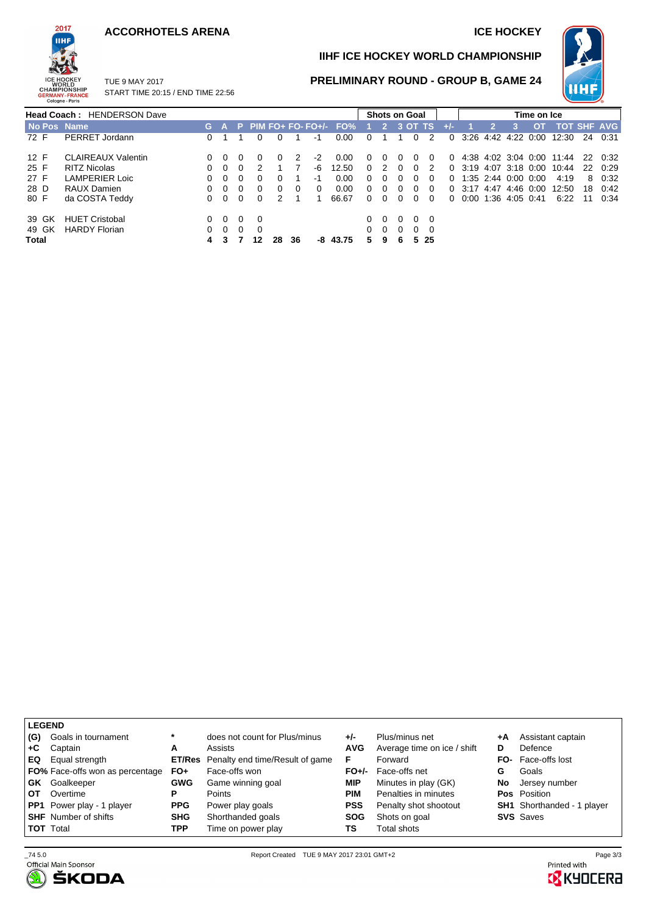# ACCORHOTELS ARENA

**ICE HOCKEY**

## IIHF ICE HOCKEY WORLD CHAMPIONSHIP

TUE 9 MAY 2017
START TIME 20:15 / END TIME 22:56

## PRELIMINARY ROUND - GROUP B, GAME 24

**Head Coach :** HENDERSON Dave

| No | Pos | Name | G | A | P | PIM | FO+ | FO- | FO+/- | FO% | Shots on Goal 1 | 2 | 3 | OT | TS | +/- | Time on Ice 1 | 2 | 3 | OT | TOT | SHF | AVG |
|---|---|---|---|---|---|---|---|---|---|---|---|---|---|---|---|---|---|---|---|---|---|---|---|
| 72 | F | PERRET Jordann | 0 | 1 | 1 | 0 | 0 | 1 | -1 | 0.00 | 0 | 1 | 1 | 0 | 2 | 0 | 3:26 | 4:42 | 4:22 | 0:00 | 12:30 | 24 | 0:31 |
| 12 | F | CLAIREAUX Valentin | 0 | 0 | 0 | 0 | 0 | 2 | -2 | 0.00 | 0 | 0 | 0 | 0 | 0 | 0 | 4:38 | 4:02 | 3:04 | 0:00 | 11:44 | 22 | 0:32 |
| 25 | F | RITZ Nicolas | 0 | 0 | 0 | 2 | 1 | 7 | -6 | 12.50 | 0 | 2 | 0 | 0 | 2 | 0 | 3:19 | 4:07 | 3:18 | 0:00 | 10:44 | 22 | 0:29 |
| 27 | F | LAMPERIER Loic | 0 | 0 | 0 | 0 | 0 | 1 | -1 | 0.00 | 0 | 0 | 0 | 0 | 0 | 0 | 1:35 | 2:44 | 0:00 | 0:00 | 4:19 | 8 | 0:32 |
| 28 | D | RAUX Damien | 0 | 0 | 0 | 0 | 0 | 0 | 0 | 0.00 | 0 | 0 | 0 | 0 | 0 | 0 | 3:17 | 4:47 | 4:46 | 0:00 | 12:50 | 18 | 0:42 |
| 80 | F | da COSTA Teddy | 0 | 0 | 0 | 0 | 2 | 1 | 1 | 66.67 | 0 | 0 | 0 | 0 | 0 | 0 | 0:00 | 1:36 | 4:05 | 0:41 | 6:22 | 11 | 0:34 |
| 39 | GK | HUET Cristobal | 0 | 0 | 0 | 0 | | | | | 0 | 0 | 0 | 0 | 0 | | | | | | | | |
| 49 | GK | HARDY Florian | 0 | 0 | 0 | 0 | | | | | 0 | 0 | 0 | 0 | 0 | | | | | | | | |
| **Total** | | | **4** | **3** | **7** | **12** | **28** | **36** | **-8** | **43.75** | **5** | **9** | **6** | **5** | **25** | | | | | | | | |

**LEGEND**

| | | | | | | | |
|---|---|---|---|---|---|---|---|
| **(G)** Goals in tournament | | **\*** | does not count for Plus/minus | **+/-** | Plus/minus net | **+A** | Assistant captain |
| **+C** Captain | | **A** | Assists | **AVG** | Average time on ice / shift | **D** | Defence |
| **EQ** Equal strength | | **ET/Res** | Penalty end time/Result of game | **F** | Forward | **FO-** | Face-offs lost |
| **FO%** Face-offs won as percentage | | **FO+** | Face-offs won | **FO+/-** | Face-offs net | **G** | Goals |
| **GK** Goalkeeper | | **GWG** | Game winning goal | **MIP** | Minutes in play (GK) | **No** | Jersey number |
| **OT** Overtime | | **P** | Points | **PIM** | Penalties in minutes | **Pos** | Position |
| **PP1** Power play - 1 player | | **PPG** | Power play goals | **PSS** | Penalty shot shootout | **SH1** | Shorthanded - 1 player |
| **SHF** Number of shifts | | **SHG** | Shorthanded goals | **SOG** | Shots on goal | **SVS** | Saves |
| **TOT** Total | | **TPP** | Time on power play | **TS** | Total shots | | |

_74 5.0 Report Created TUE 9 MAY 2017 23:01 GMT+2

Official Main Sponsor ŠKODA — Printed with KYOCERA